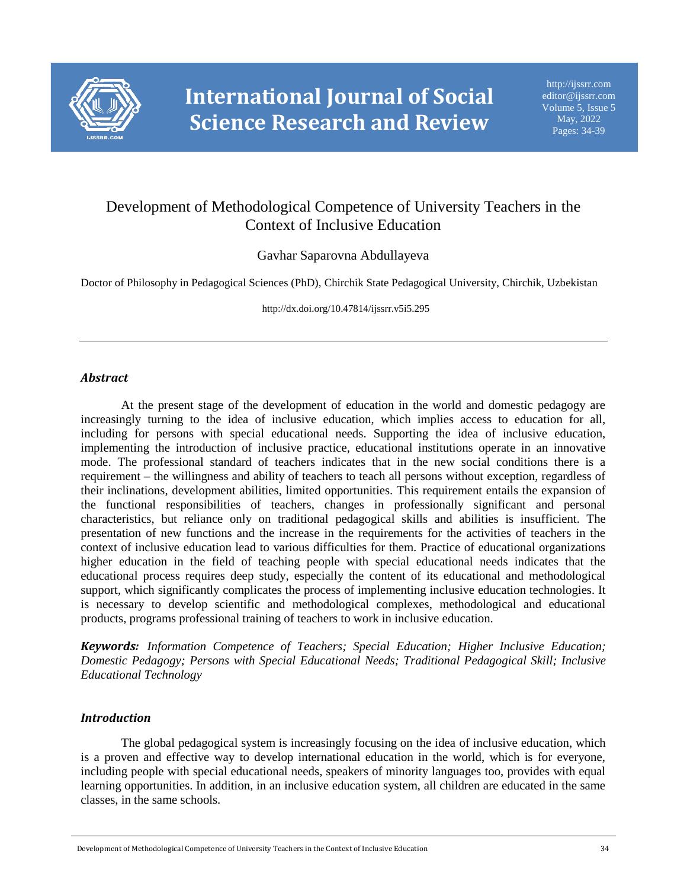# Development of Methodological Competence of University Teachers in the Context of Inclusive Education

Gavhar Saparovna Abdullayeva

Doctor of Philosophy in Pedagogical Sciences (PhD), Chirchik State Pedagogical University, Chirchik, Uzbekistan

http://dx.doi.org/10.47814/ijssrr.v5i5.295

## *Abstract*

At the present stage of the development of education in the world and domestic pedagogy are increasingly turning to the idea of inclusive education, which implies access to education for all, including for persons with special educational needs. Supporting the idea of inclusive education, implementing the introduction of inclusive practice, educational institutions operate in an innovative mode. The professional standard of teachers indicates that in the new social conditions there is a requirement – the willingness and ability of teachers to teach all persons without exception, regardless of their inclinations, development abilities, limited opportunities. This requirement entails the expansion of the functional responsibilities of teachers, changes in professionally significant and personal characteristics, but reliance only on traditional pedagogical skills and abilities is insufficient. The presentation of new functions and the increase in the requirements for the activities of teachers in the context of inclusive education lead to various difficulties for them. Practice of educational organizations higher education in the field of teaching people with special educational needs indicates that the educational process requires deep study, especially the content of its educational and methodological support, which significantly complicates the process of implementing inclusive education technologies. It is necessary to develop scientific and methodological complexes, methodological and educational products, programs professional training of teachers to work in inclusive education.

***Keywords:*** *Information Competence of Teachers; Special Education; Higher Inclusive Education; Domestic Pedagogy; Persons with Special Educational Needs; Traditional Pedagogical Skill; Inclusive Educational Technology*

## *Introduction*

The global pedagogical system is increasingly focusing on the idea of inclusive education, which is a proven and effective way to develop international education in the world, which is for everyone, including people with special educational needs, speakers of minority languages too, provides with equal learning opportunities. In addition, in an inclusive education system, all children are educated in the same classes, in the same schools.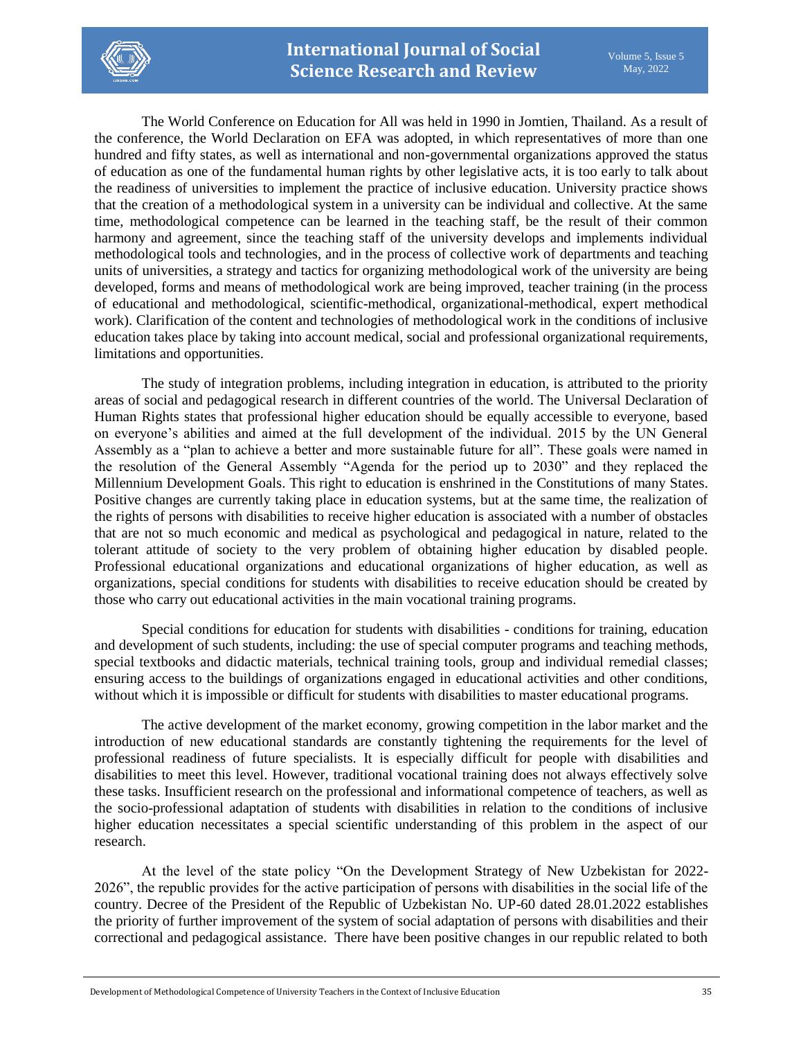The World Conference on Education for All was held in 1990 in Jomtien, Thailand. As a result of the conference, the World Declaration on EFA was adopted, in which representatives of more than one hundred and fifty states, as well as international and non-governmental organizations approved the status of education as one of the fundamental human rights by other legislative acts, it is too early to talk about the readiness of universities to implement the practice of inclusive education. University practice shows that the creation of a methodological system in a university can be individual and collective. At the same time, methodological competence can be learned in the teaching staff, be the result of their common harmony and agreement, since the teaching staff of the university develops and implements individual methodological tools and technologies, and in the process of collective work of departments and teaching units of universities, a strategy and tactics for organizing methodological work of the university are being developed, forms and means of methodological work are being improved, teacher training (in the process of educational and methodological, scientific-methodical, organizational-methodical, expert methodical work). Clarification of the content and technologies of methodological work in the conditions of inclusive education takes place by taking into account medical, social and professional organizational requirements, limitations and opportunities.

The study of integration problems, including integration in education, is attributed to the priority areas of social and pedagogical research in different countries of the world. The Universal Declaration of Human Rights states that professional higher education should be equally accessible to everyone, based on everyone's abilities and aimed at the full development of the individual. 2015 by the UN General Assembly as a "plan to achieve a better and more sustainable future for all". These goals were named in the resolution of the General Assembly "Agenda for the period up to 2030" and they replaced the Millennium Development Goals. This right to education is enshrined in the Constitutions of many States. Positive changes are currently taking place in education systems, but at the same time, the realization of the rights of persons with disabilities to receive higher education is associated with a number of obstacles that are not so much economic and medical as psychological and pedagogical in nature, related to the tolerant attitude of society to the very problem of obtaining higher education by disabled people. Professional educational organizations and educational organizations of higher education, as well as organizations, special conditions for students with disabilities to receive education should be created by those who carry out educational activities in the main vocational training programs.

Special conditions for education for students with disabilities - conditions for training, education and development of such students, including: the use of special computer programs and teaching methods, special textbooks and didactic materials, technical training tools, group and individual remedial classes; ensuring access to the buildings of organizations engaged in educational activities and other conditions, without which it is impossible or difficult for students with disabilities to master educational programs.

The active development of the market economy, growing competition in the labor market and the introduction of new educational standards are constantly tightening the requirements for the level of professional readiness of future specialists. It is especially difficult for people with disabilities and disabilities to meet this level. However, traditional vocational training does not always effectively solve these tasks. Insufficient research on the professional and informational competence of teachers, as well as the socio-professional adaptation of students with disabilities in relation to the conditions of inclusive higher education necessitates a special scientific understanding of this problem in the aspect of our research.

At the level of the state policy "On the Development Strategy of New Uzbekistan for 2022-2026", the republic provides for the active participation of persons with disabilities in the social life of the country. Decree of the President of the Republic of Uzbekistan No. UP-60 dated 28.01.2022 establishes the priority of further improvement of the system of social adaptation of persons with disabilities and their correctional and pedagogical assistance. There have been positive changes in our republic related to both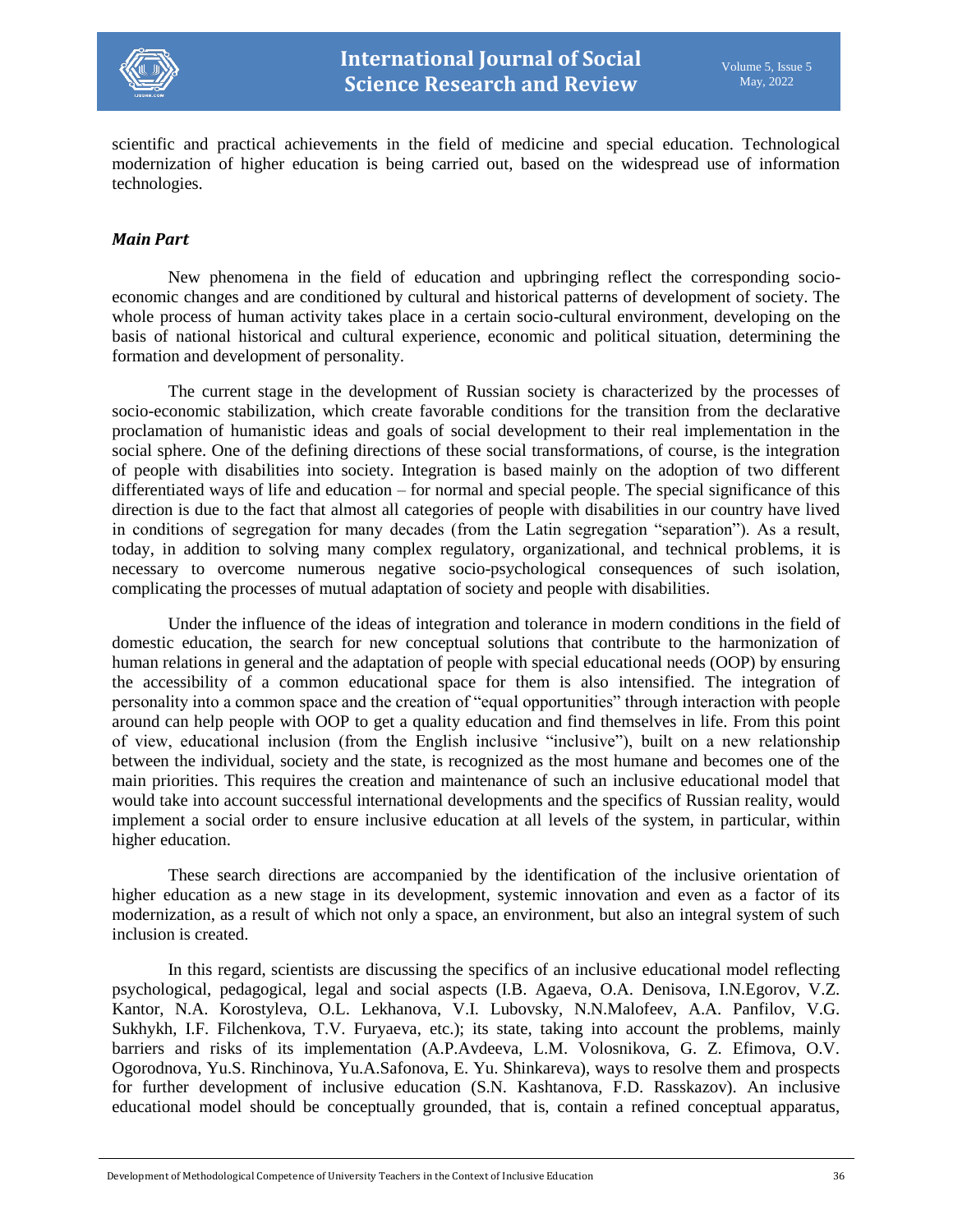scientific and practical achievements in the field of medicine and special education. Technological modernization of higher education is being carried out, based on the widespread use of information technologies.

### *Main Part*

New phenomena in the field of education and upbringing reflect the corresponding socio-economic changes and are conditioned by cultural and historical patterns of development of society. The whole process of human activity takes place in a certain socio-cultural environment, developing on the basis of national historical and cultural experience, economic and political situation, determining the formation and development of personality.

The current stage in the development of Russian society is characterized by the processes of socio-economic stabilization, which create favorable conditions for the transition from the declarative proclamation of humanistic ideas and goals of social development to their real implementation in the social sphere. One of the defining directions of these social transformations, of course, is the integration of people with disabilities into society. Integration is based mainly on the adoption of two different differentiated ways of life and education – for normal and special people. The special significance of this direction is due to the fact that almost all categories of people with disabilities in our country have lived in conditions of segregation for many decades (from the Latin segregation "separation"). As a result, today, in addition to solving many complex regulatory, organizational, and technical problems, it is necessary to overcome numerous negative socio-psychological consequences of such isolation, complicating the processes of mutual adaptation of society and people with disabilities.

Under the influence of the ideas of integration and tolerance in modern conditions in the field of domestic education, the search for new conceptual solutions that contribute to the harmonization of human relations in general and the adaptation of people with special educational needs (OOP) by ensuring the accessibility of a common educational space for them is also intensified. The integration of personality into a common space and the creation of "equal opportunities" through interaction with people around can help people with OOP to get a quality education and find themselves in life. From this point of view, educational inclusion (from the English inclusive "inclusive"), built on a new relationship between the individual, society and the state, is recognized as the most humane and becomes one of the main priorities. This requires the creation and maintenance of such an inclusive educational model that would take into account successful international developments and the specifics of Russian reality, would implement a social order to ensure inclusive education at all levels of the system, in particular, within higher education.

These search directions are accompanied by the identification of the inclusive orientation of higher education as a new stage in its development, systemic innovation and even as a factor of its modernization, as a result of which not only a space, an environment, but also an integral system of such inclusion is created.

In this regard, scientists are discussing the specifics of an inclusive educational model reflecting psychological, pedagogical, legal and social aspects (I.B. Agaeva, O.A. Denisova, I.N.Egorov, V.Z. Kantor, N.A. Korostyleva, O.L. Lekhanova, V.I. Lubovsky, N.N.Malofeev, A.A. Panfilov, V.G. Sukhykh, I.F. Filchenkova, T.V. Furyaeva, etc.); its state, taking into account the problems, mainly barriers and risks of its implementation (A.P.Avdeeva, L.M. Volosnikova, G. Z. Efimova, O.V. Ogorodnova, Yu.S. Rinchinova, Yu.A.Safonova, E. Yu. Shinkareva), ways to resolve them and prospects for further development of inclusive education (S.N. Kashtanova, F.D. Rasskazov). An inclusive educational model should be conceptually grounded, that is, contain a refined conceptual apparatus,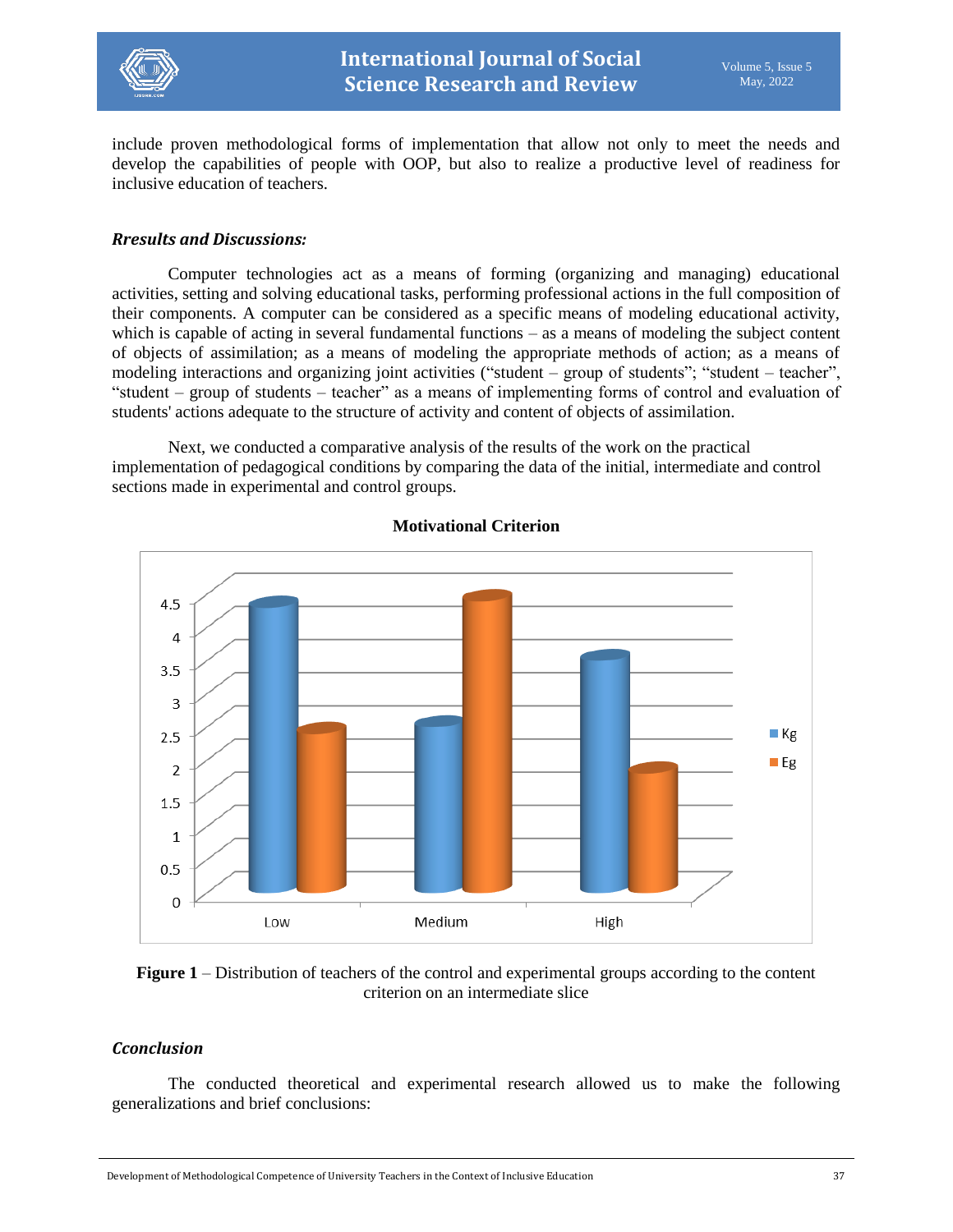include proven methodological forms of implementation that allow not only to meet the needs and develop the capabilities of people with OOP, but also to realize a productive level of readiness for inclusive education of teachers.

### *Rresults and Discussions:*

Computer technologies act as a means of forming (organizing and managing) educational activities, setting and solving educational tasks, performing professional actions in the full composition of their components. A computer can be considered as a specific means of modeling educational activity, which is capable of acting in several fundamental functions – as a means of modeling the subject content of objects of assimilation; as a means of modeling the appropriate methods of action; as a means of modeling interactions and organizing joint activities ("student – group of students"; "student – teacher", "student – group of students – teacher" as a means of implementing forms of control and evaluation of students' actions adequate to the structure of activity and content of objects of assimilation.

Next, we conducted a comparative analysis of the results of the work on the practical implementation of pedagogical conditions by comparing the data of the initial, intermediate and control sections made in experimental and control groups.

**Motivational Criterion**

**Figure 1** – Distribution of teachers of the control and experimental groups according to the content criterion on an intermediate slice

### *Cconclusion*

The conducted theoretical and experimental research allowed us to make the following generalizations and brief conclusions: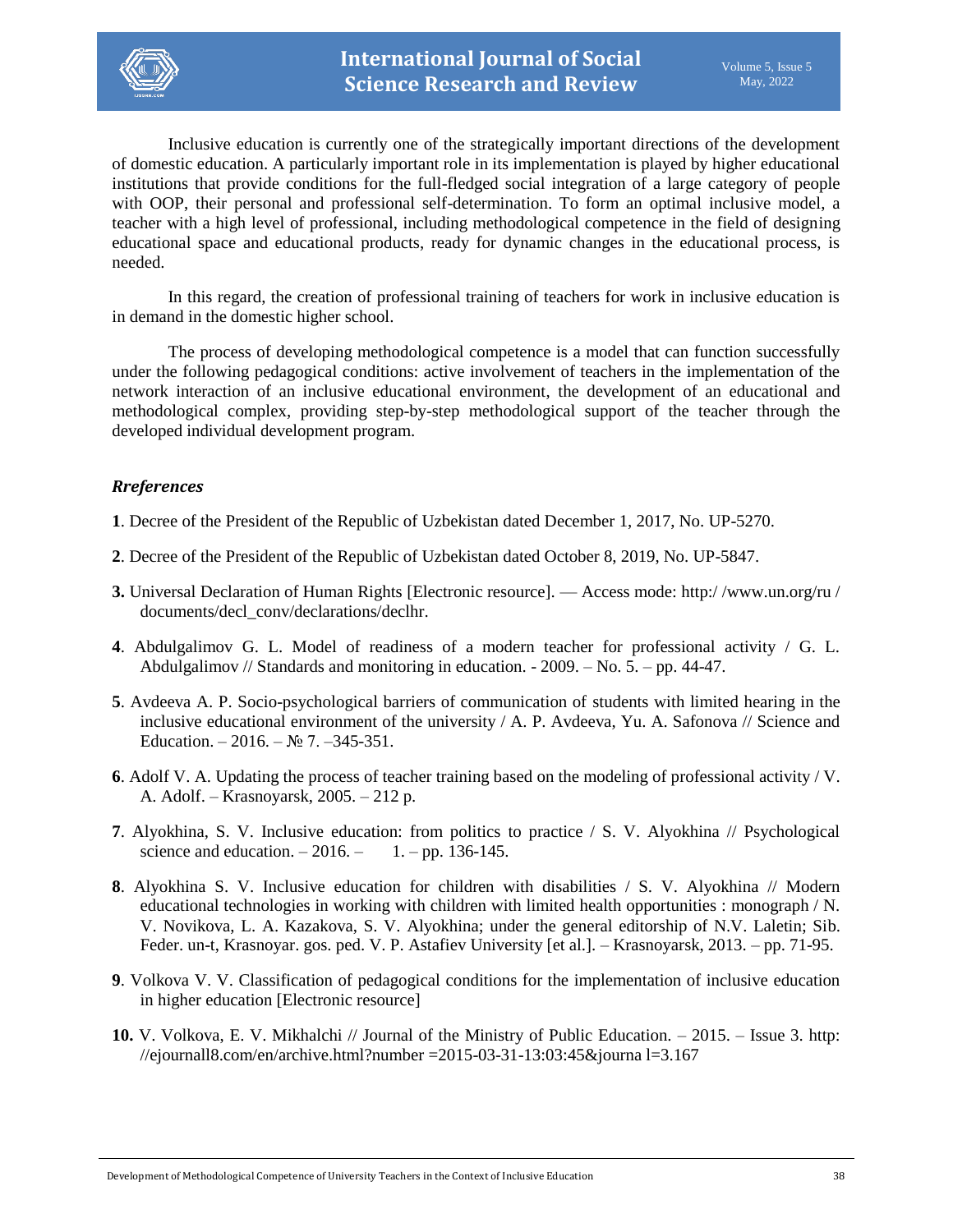Inclusive education is currently one of the strategically important directions of the development of domestic education. A particularly important role in its implementation is played by higher educational institutions that provide conditions for the full-fledged social integration of a large category of people with OOP, their personal and professional self-determination. To form an optimal inclusive model, a teacher with a high level of professional, including methodological competence in the field of designing educational space and educational products, ready for dynamic changes in the educational process, is needed.

In this regard, the creation of professional training of teachers for work in inclusive education is in demand in the domestic higher school.

The process of developing methodological competence is a model that can function successfully under the following pedagogical conditions: active involvement of teachers in the implementation of the network interaction of an inclusive educational environment, the development of an educational and methodological complex, providing step-by-step methodological support of the teacher through the developed individual development program.

### *Rreferences*

**1**. Decree of the President of the Republic of Uzbekistan dated December 1, 2017, No. UP-5270.

**2**. Decree of the President of the Republic of Uzbekistan dated October 8, 2019, No. UP-5847.

**3.** Universal Declaration of Human Rights [Electronic resource]. — Access mode: http:/ /www.un.org/ru / documents/decl_conv/declarations/declhr.

**4**. Abdulgalimov G. L. Model of readiness of a modern teacher for professional activity / G. L. Abdulgalimov // Standards and monitoring in education. - 2009. – No. 5. – pp. 44-47.

**5**. Avdeeva A. P. Socio-psychological barriers of communication of students with limited hearing in the inclusive educational environment of the university / A. P. Avdeeva, Yu. A. Safonova // Science and Education. – 2016. – № 7. –345-351.

**6**. Adolf V. A. Updating the process of teacher training based on the modeling of professional activity / V. A. Adolf. – Krasnoyarsk, 2005. – 212 p.

**7**. Alyokhina, S. V. Inclusive education: from politics to practice / S. V. Alyokhina // Psychological science and education. – 2016. – 1. – pp. 136-145.

**8**. Alyokhina S. V. Inclusive education for children with disabilities / S. V. Alyokhina // Modern educational technologies in working with children with limited health opportunities : monograph / N. V. Novikova, L. A. Kazakova, S. V. Alyokhina; under the general editorship of N.V. Laletin; Sib. Feder. un-t, Krasnoyar. gos. ped. V. P. Astafiev University [et al.]. – Krasnoyarsk, 2013. – pp. 71-95.

**9**. Volkova V. V. Classification of pedagogical conditions for the implementation of inclusive education in higher education [Electronic resource]

**10.** V. Volkova, E. V. Mikhalchi // Journal of the Ministry of Public Education. – 2015. – Issue 3. http: //ejournall8.com/en/archive.html?number =2015-03-31-13:03:45&journa l=3.167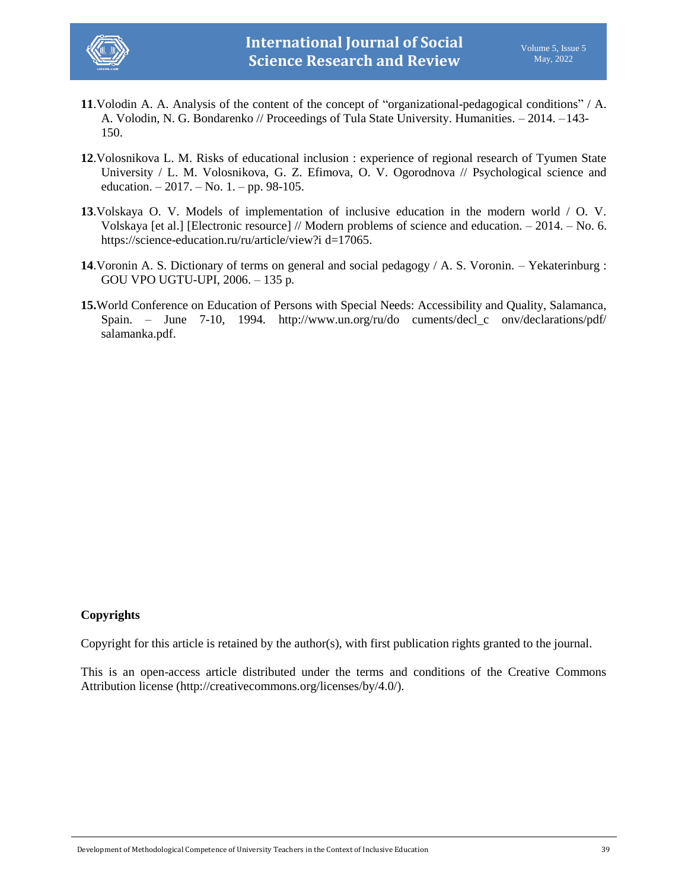**11**.Volodin A. A. Analysis of the content of the concept of “organizational-pedagogical conditions” / A. A. Volodin, N. G. Bondarenko // Proceedings of Tula State University. Humanities. – 2014. –143-150.

**12**.Volosnikova L. M. Risks of educational inclusion : experience of regional research of Tyumen State University / L. M. Volosnikova, G. Z. Efimova, O. V. Ogorodnova // Psychological science and education. – 2017. – No. 1. – pp. 98-105.

**13**.Volskaya O. V. Models of implementation of inclusive education in the modern world / O. V. Volskaya [et al.] [Electronic resource] // Modern problems of science and education. – 2014. – No. 6. https://science-education.ru/ru/article/view?i d=17065.

**14**.Voronin A. S. Dictionary of terms on general and social pedagogy / A. S. Voronin. – Yekaterinburg : GOU VPO UGTU-UPI, 2006. – 135 p.

**15.**World Conference on Education of Persons with Special Needs: Accessibility and Quality, Salamanca, Spain. – June 7-10, 1994. http://www.un.org/ru/do cuments/decl_c onv/declarations/pdf/ salamanka.pdf.

**Copyrights**

Copyright for this article is retained by the author(s), with first publication rights granted to the journal.

This is an open-access article distributed under the terms and conditions of the Creative Commons Attribution license (http://creativecommons.org/licenses/by/4.0/).